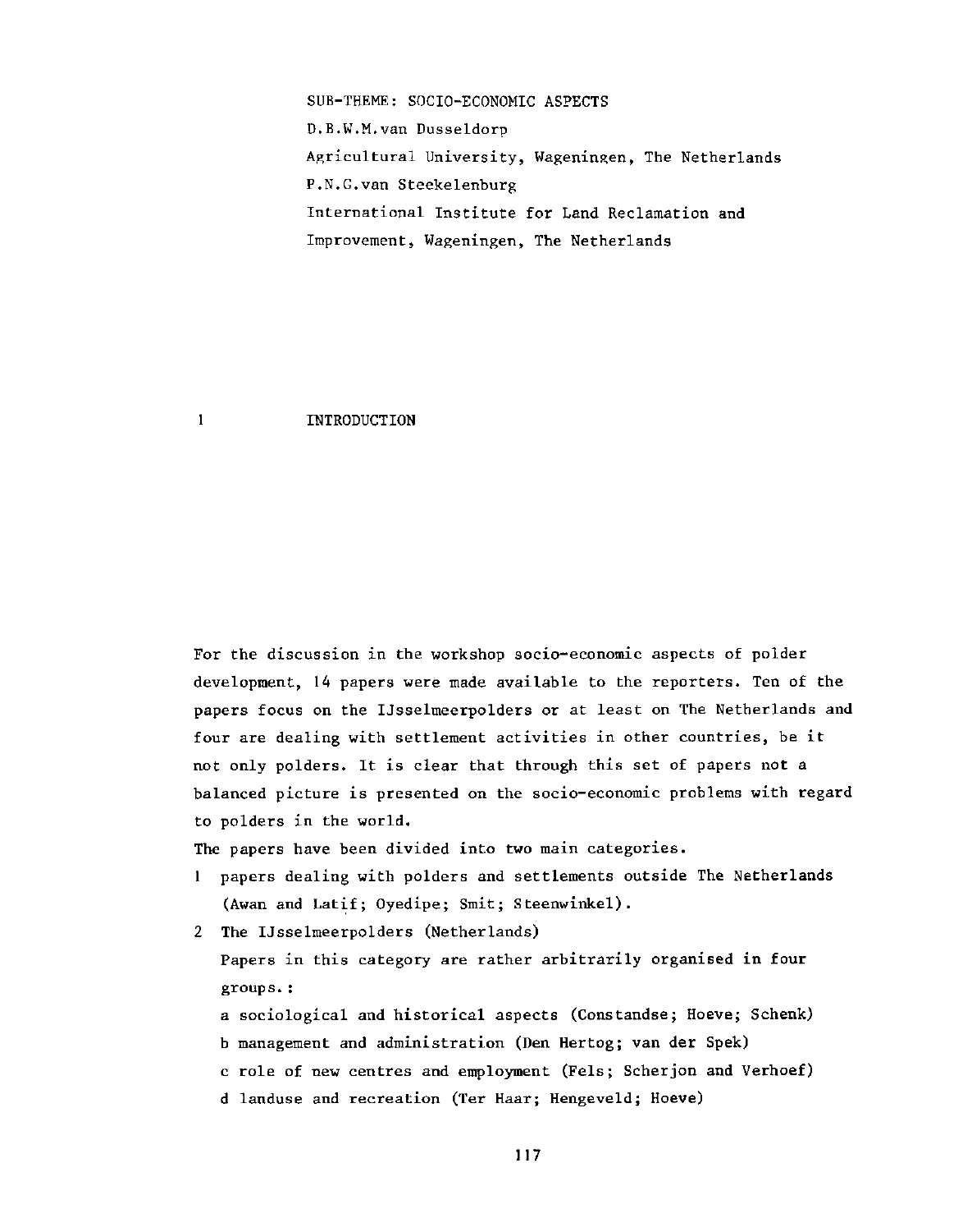SUB-THEME: SOCIO-ECONOMIC ASPECTS

D.B.W.M.van Dusseldorp

Agricultural University, Wageningen, The Netherlands

P.N.G.van Steekelenburg

International Institute for Land Reclamation and Improvement, Wageningen, The Netherlands

## 1 INTRODUCTION

For the discussion in the workshop socio-economic aspects of polder development, 14 papers were made available to the reporters. Ten of the papers focus on the IJsselmeerpolders or at least on The Netherlands and four are dealing with settlement activities in other countries, be it not only polders. It is clear that through this set of papers not a balanced picture is presented on the socio-economic problems with regard to polders in the world.

The papers have been divided into two main categories.

1 papers dealing with polders and settlements outside The Netherlands (Awan and Latif; Oyedipe; Smit; Steenwinkel).
2 The IJsselmeerpolders (Netherlands)
   Papers in this category are rather arbitrarily organised in four groups.:
   a sociological and historical aspects (Constandse; Hoeve; Schenk)
   b management and administration (Den Hertog; van der Spek)
   c role of new centres and employment (Fels; Scherjon and Verhoef)
   d landuse and recreation (Ter Haar; Hengeveld; Hoeve)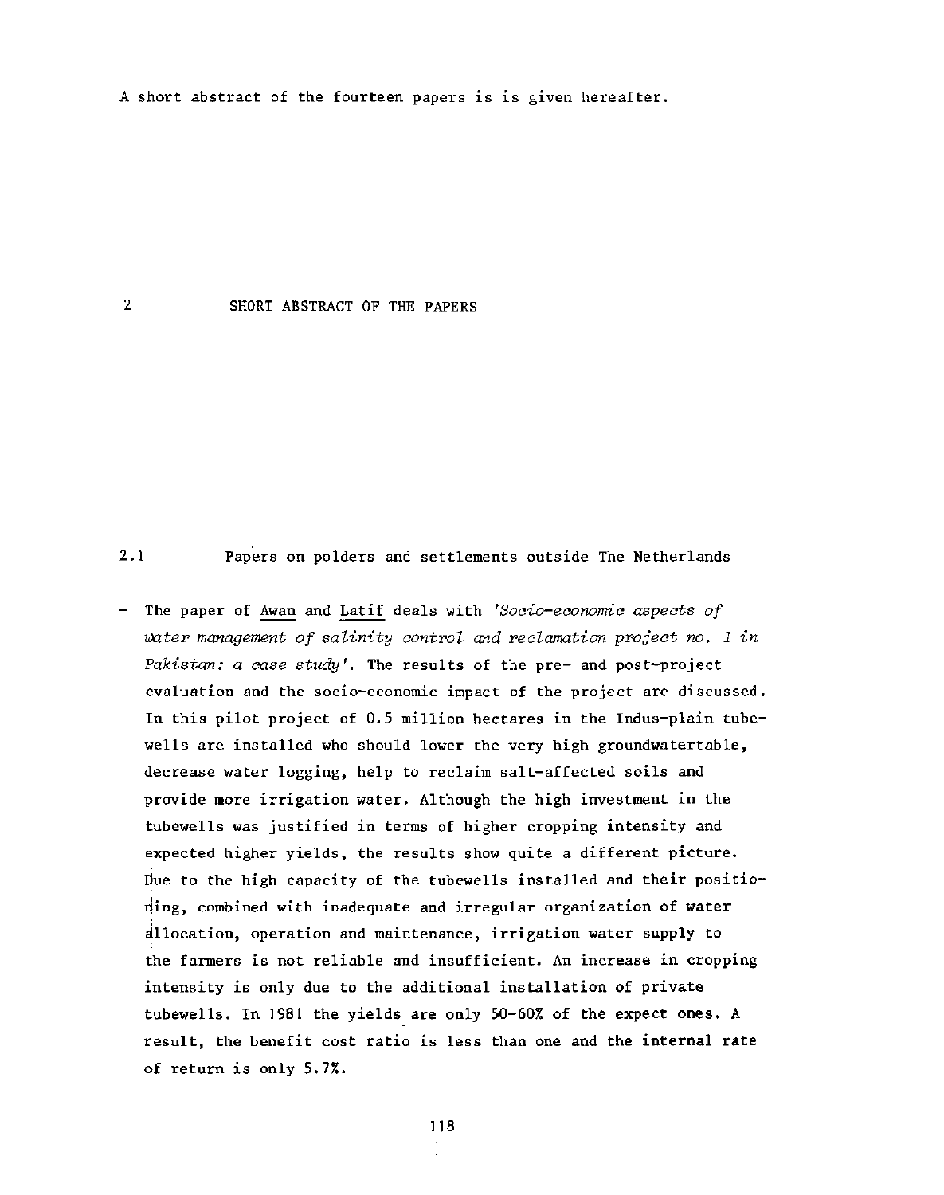A short abstract of the fourteen papers is is given hereafter.

# 2 SHORT ABSTRACT OF THE PAPERS

## 2.1 Papers on polders and settlements outside The Netherlands

- The paper of Awan and Latif deals with *'Socio-economic aspects of water management of salinity control and reclamation project no. 1 in Pakistan: a case study'*. The results of the pre- and post-project evaluation and the socio-economic impact of the project are discussed. In this pilot project of 0.5 million hectares in the Indus-plain tubewells are installed who should lower the very high groundwatertable, decrease water logging, help to reclaim salt-affected soils and provide more irrigation water. Although the high investment in the tubewells was justified in terms of higher cropping intensity and expected higher yields, the results show quite a different picture. Due to the high capacity of the tubewells installed and their positioning, combined with inadequate and irregular organization of water allocation, operation and maintenance, irrigation water supply to the farmers is not reliable and insufficient. An increase in cropping intensity is only due to the additional installation of private tubewells. In 1981 the yields are only 50-60% of the expect ones. A result, the benefit cost ratio is less than one and the internal rate of return is only 5.7%.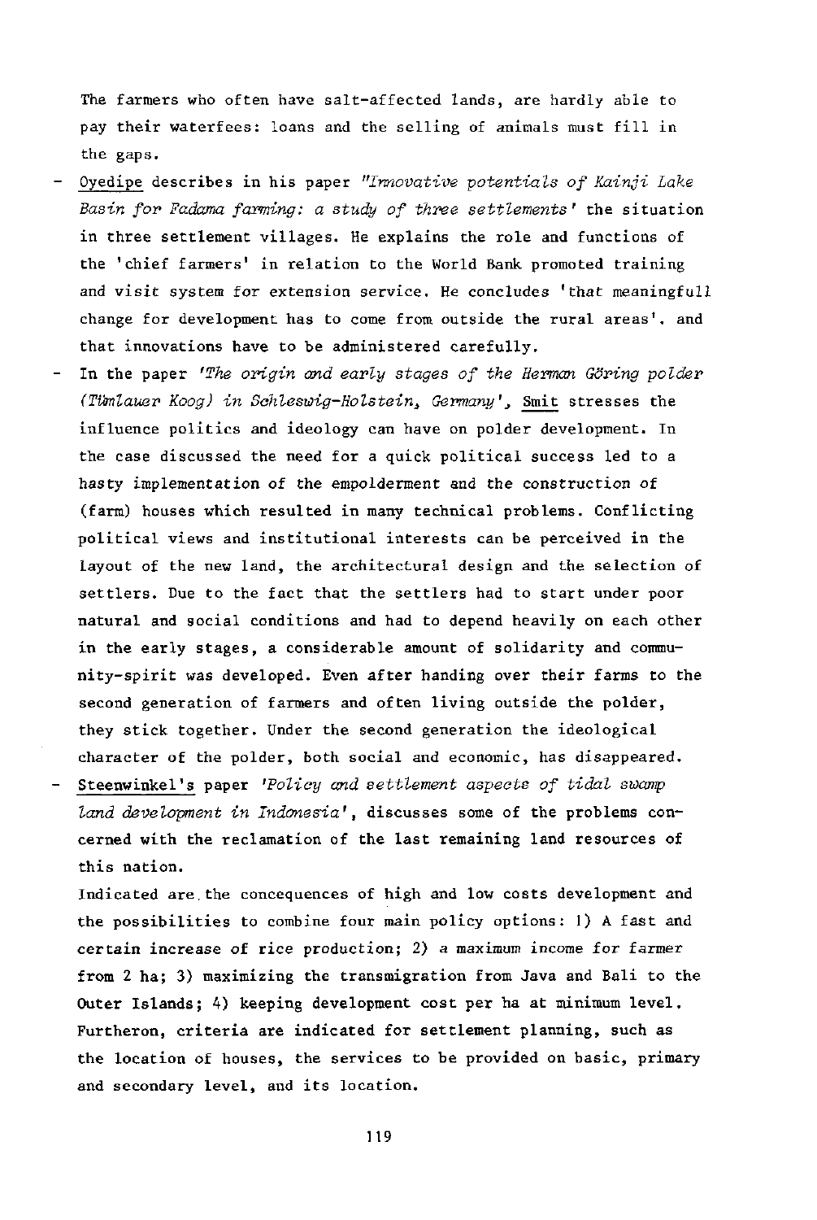The farmers who often have salt-affected lands, are hardly able to pay their waterfees: loans and the selling of animals must fill in the gaps.

- Oyedipe describes in his paper *"Innovative potentials of Kainji Lake Basin for Fadama farming: a study of three settlements'* the situation in three settlement villages. He explains the role and functions of the 'chief farmers' in relation to the World Bank promoted training and visit system for extension service. He concludes 'that meaningfull change for development has to come from outside the rural areas', and that innovations have to be administered carefully.
- In the paper *'The origin and early stages of the Herman Göring polder (Tümlauer Koog) in Schleswig-Holstein, Germany'*, Smit stresses the influence politics and ideology can have on polder development. In the case discussed the need for a quick political success led to a hasty implementation of the empolderment and the construction of (farm) houses which resulted in many technical problems. Conflicting political views and institutional interests can be perceived in the layout of the new land, the architectural design and the selection of settlers. Due to the fact that the settlers had to start under poor natural and social conditions and had to depend heavily on each other in the early stages, a considerable amount of solidarity and community-spirit was developed. Even after handing over their farms to the second generation of farmers and often living outside the polder, they stick together. Under the second generation the ideological character of the polder, both social and economic, has disappeared.
- Steenwinkel's paper *'Policy and settlement aspects of tidal swamp land development in Indonesia'*, discusses some of the problems concerned with the reclamation of the last remaining land resources of this nation.

  Indicated are the concequences of high and low costs development and the possibilities to combine four main policy options: 1) A fast and certain increase of rice production; 2) a maximum income for farmer from 2 ha; 3) maximizing the transmigration from Java and Bali to the Outer Islands; 4) keeping development cost per ha at minimum level. Furtheron, criteria are indicated for settlement planning, such as the location of houses, the services to be provided on basic, primary and secondary level, and its location.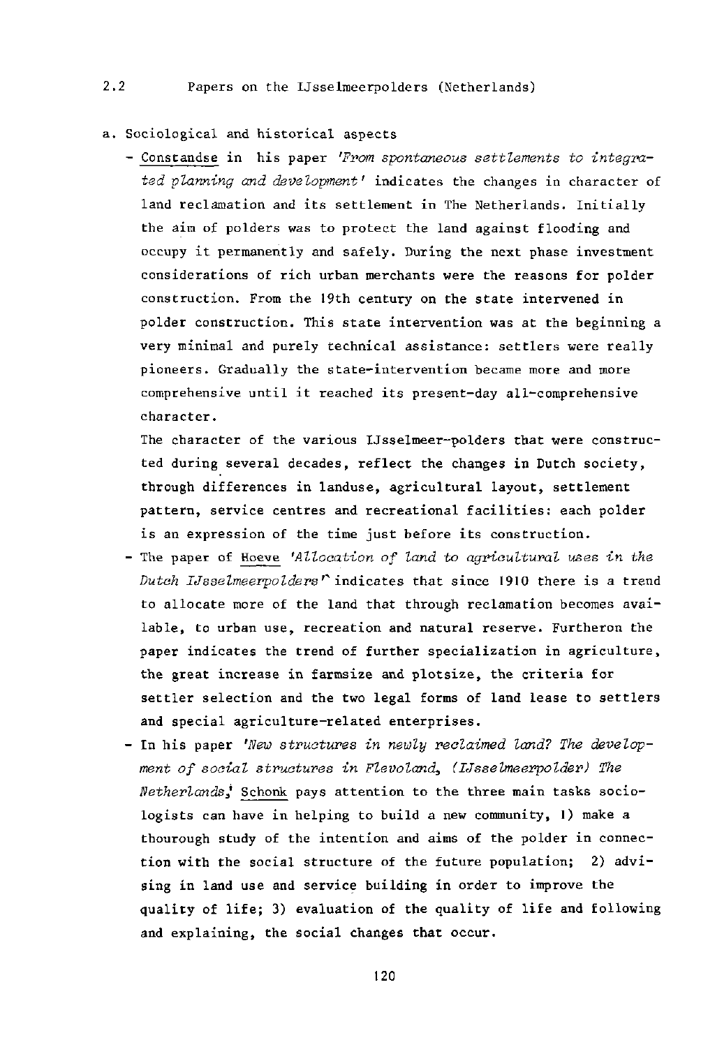## 2.2 Papers on the IJsselmeerpolders (Netherlands)

a. Sociological and historical aspects

- Constandse in his paper *'From spontaneous settlements to integrated planning and development'* indicates the changes in character of land reclamation and its settlement in The Netherlands. Initially the aim of polders was to protect the land against flooding and occupy it permanently and safely. During the next phase investment considerations of rich urban merchants were the reasons for polder construction. From the 19th century on the state intervened in polder construction. This state intervention was at the beginning a very minimal and purely technical assistance: settlers were really pioneers. Gradually the state-intervention became more and more comprehensive until it reached its present-day all-comprehensive character.

  The character of the various IJsselmeer-polders that were constructed during several decades, reflect the changes in Dutch society, through differences in landuse, agricultural layout, settlement pattern, service centres and recreational facilities: each polder is an expression of the time just before its construction.

- The paper of Hoeve *'Allocation of land to agricultural uses in the Dutch IJsselmeerpolders'* indicates that since 1910 there is a trend to allocate more of the land that through reclamation becomes available, to urban use, recreation and natural reserve. Furtheron the paper indicates the trend of further specialization in agriculture, the great increase in farmsize and plotsize, the criteria for settler selection and the two legal forms of land lease to settlers and special agriculture-related enterprises.

- In his paper *'New structures in newly reclaimed land? The development of social structures in Flevoland, (IJsselmeerpolder) The Netherlands,'* Schonk pays attention to the three main tasks sociologists can have in helping to build a new community, 1) make a thourough study of the intention and aims of the polder in connection with the social structure of the future population; 2) advising in land use and service building in order to improve the quality of life; 3) evaluation of the quality of life and following and explaining, the social changes that occur.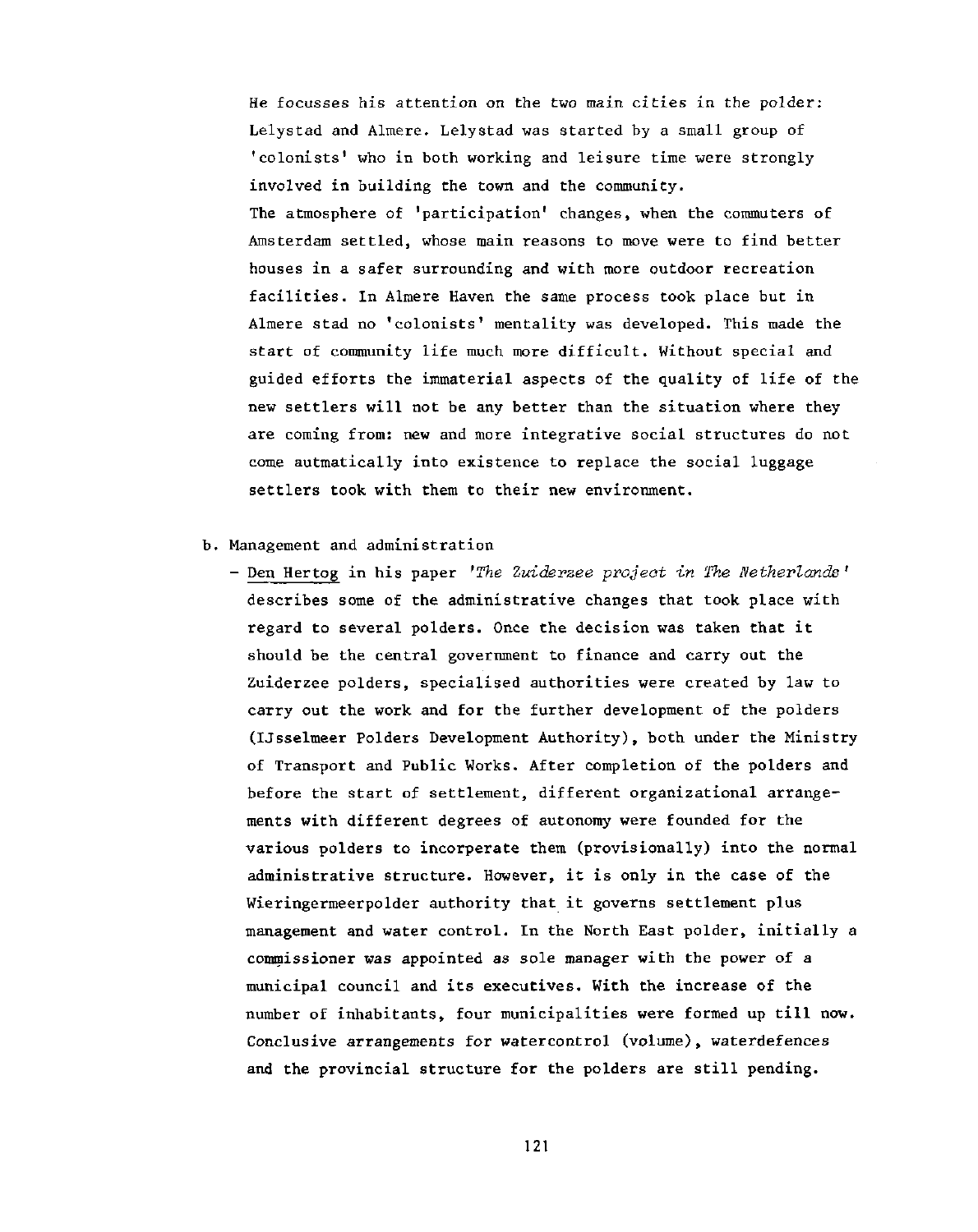He focusses his attention on the two main cities in the polder: Lelystad and Almere. Lelystad was started by a small group of 'colonists' who in both working and leisure time were strongly involved in building the town and the community.
The atmosphere of 'participation' changes, when the commuters of Amsterdam settled, whose main reasons to move were to find better houses in a safer surrounding and with more outdoor recreation facilities. In Almere Haven the same process took place but in Almere stad no 'colonists' mentality was developed. This made the start of community life much more difficult. Without special and guided efforts the immaterial aspects of the quality of life of the new settlers will not be any better than the situation where they are coming from: new and more integrative social structures do not come autmatically into existence to replace the social luggage settlers took with them to their new environment.

b. Management and administration

- Den Hertog in his paper *'The Zuiderzee project in The Netherlands'* describes some of the administrative changes that took place with regard to several polders. Once the decision was taken that it should be the central government to finance and carry out the Zuiderzee polders, specialised authorities were created by law to carry out the work and for the further development of the polders (IJsselmeer Polders Development Authority), both under the Ministry of Transport and Public Works. After completion of the polders and before the start of settlement, different organizational arrangements with different degrees of autonomy were founded for the various polders to incorperate them (provisionally) into the normal administrative structure. However, it is only in the case of the Wieringermeerpolder authority that it governs settlement plus management and water control. In the North East polder, initially a commissioner was appointed as sole manager with the power of a municipal council and its executives. With the increase of the number of inhabitants, four municipalities were formed up till now. Conclusive arrangements for watercontrol (volume), waterdefences and the provincial structure for the polders are still pending.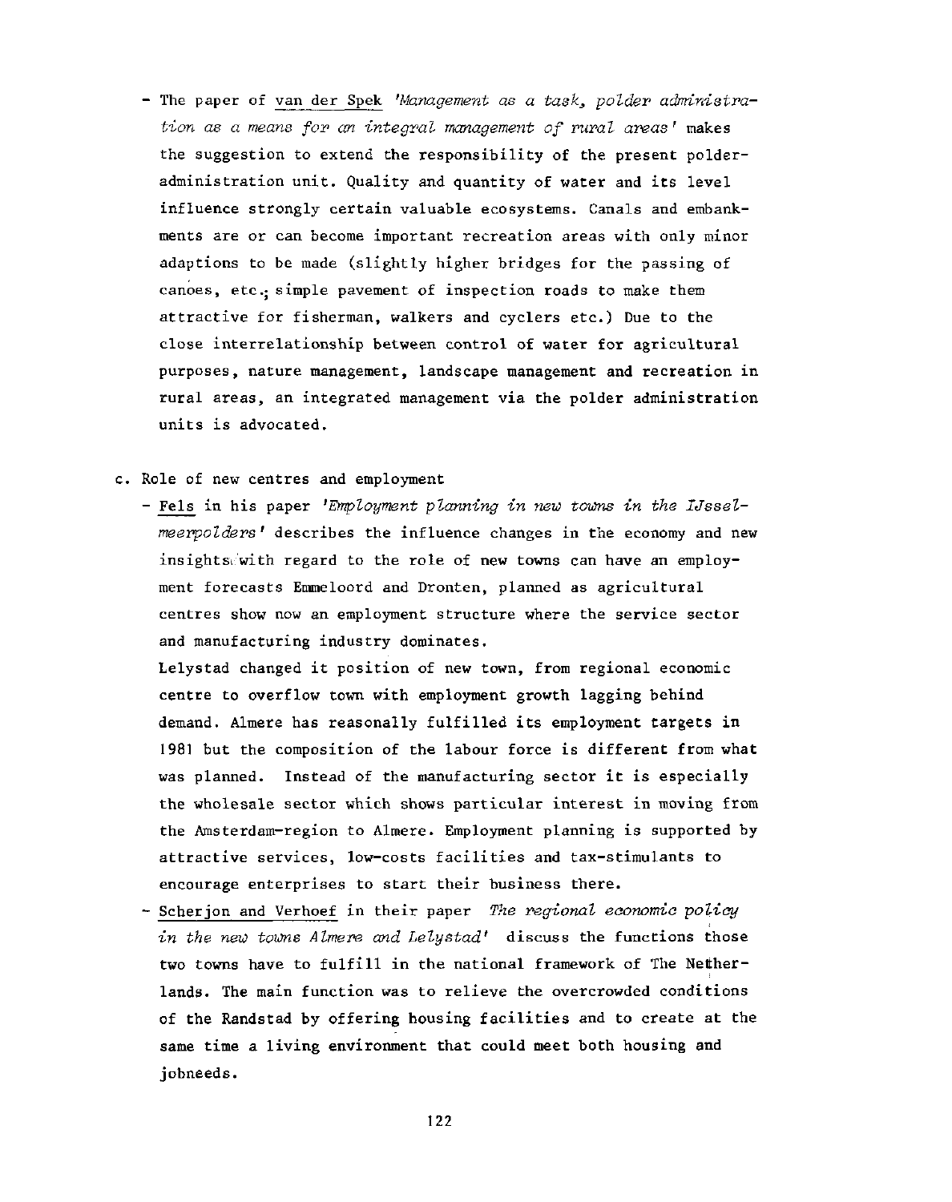- The paper of van der Spek *'Management as a task, polder administration as a means for an integral management of rural areas'* makes the suggestion to extend the responsibility of the present polder-administration unit. Quality and quantity of water and its level influence strongly certain valuable ecosystems. Canals and embankments are or can become important recreation areas with only minor adaptions to be made (slightly higher bridges for the passing of canoes, etc.; simple pavement of inspection roads to make them attractive for fisherman, walkers and cyclers etc.) Due to the close interrelationship between control of water for agricultural purposes, nature management, landscape management and recreation in rural areas, an integrated management via the polder administration units is advocated.

c. Role of new centres and employment

- Fels in his paper *'Employment planning in new towns in the IJsselmeerpolders'* describes the influence changes in the economy and new insights with regard to the role of new towns can have an employment forecasts Emmeloord and Dronten, planned as agricultural centres show now an employment structure where the service sector and manufacturing industry dominates.
  Lelystad changed it position of new town, from regional economic centre to overflow town with employment growth lagging behind demand. Almere has reasonally fulfilled its employment targets in 1981 but the composition of the labour force is different from what was planned. Instead of the manufacturing sector it is especially the wholesale sector which shows particular interest in moving from the Amsterdam-region to Almere. Employment planning is supported by attractive services, low-costs facilities and tax-stimulants to encourage enterprises to start their business there.
- Scherjon and Verhoef in their paper *'The regional economic policy in the new towns Almere and Lelystad'* discuss the functions those two towns have to fulfill in the national framework of The Netherlands. The main function was to relieve the overcrowded conditions of the Randstad by offering housing facilities and to create at the same time a living environment that could meet both housing and jobneeds.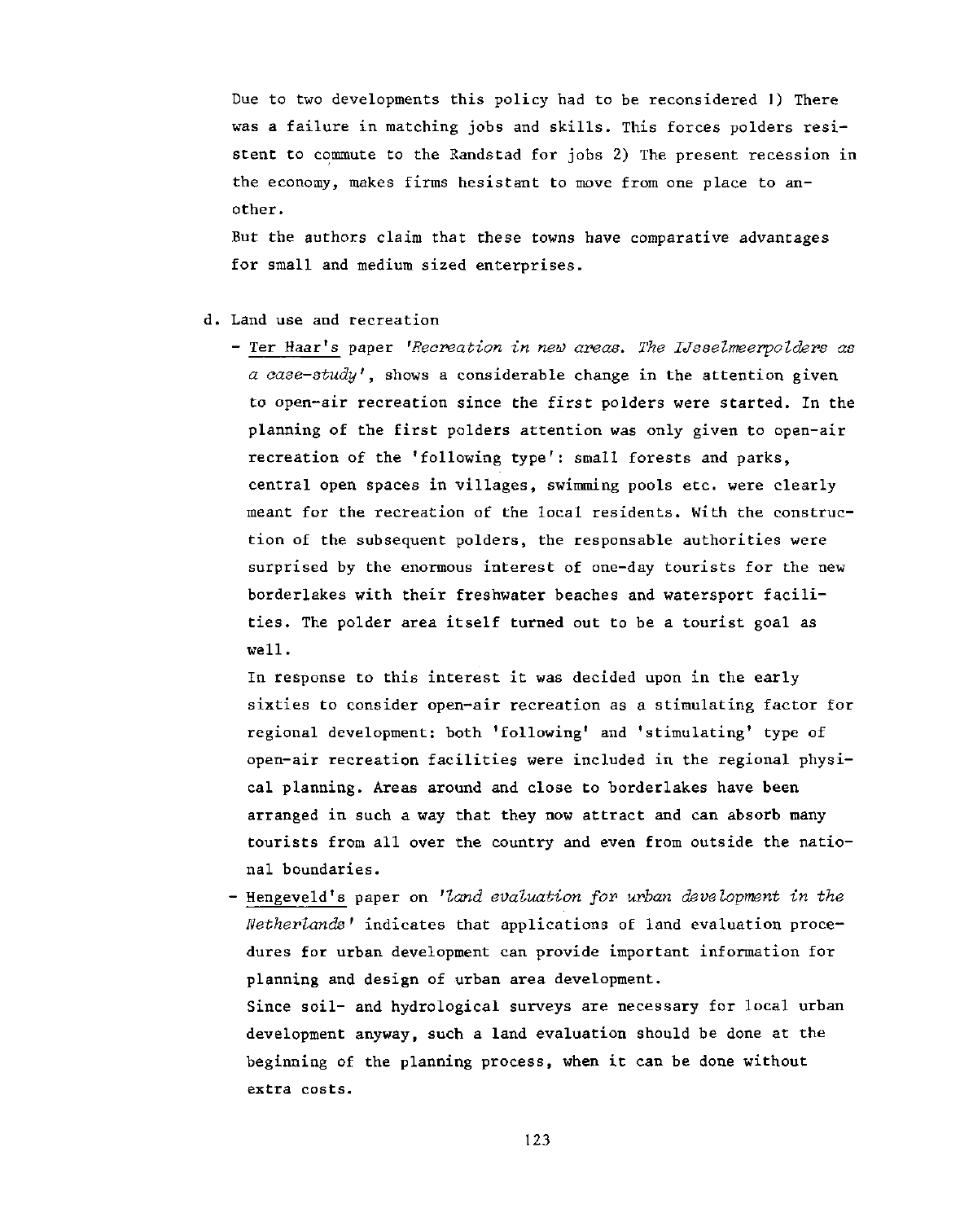Due to two developments this policy had to be reconsidered 1) There was a failure in matching jobs and skills. This forces polders resistent to commute to the Randstad for jobs 2) The present recession in the economy, makes firms hesistant to move from one place to another.

But the authors claim that these towns have comparative advantages for small and medium sized enterprises.

d. Land use and recreation

- Ter Haar's paper *'Recreation in new areas. The IJsselmeerpolders as a case-study'*, shows a considerable change in the attention given to open-air recreation since the first polders were started. In the planning of the first polders attention was only given to open-air recreation of the 'following type': small forests and parks, central open spaces in villages, swimming pools etc. were clearly meant for the recreation of the local residents. With the construction of the subsequent polders, the responsable authorities were surprised by the enormous interest of one-day tourists for the new borderlakes with their freshwater beaches and watersport facilities. The polder area itself turned out to be a tourist goal as well.

  In response to this interest it was decided upon in the early sixties to consider open-air recreation as a stimulating factor for regional development: both 'following' and 'stimulating' type of open-air recreation facilities were included in the regional physical planning. Areas around and close to borderlakes have been arranged in such a way that they now attract and can absorb many tourists from all over the country and even from outside the national boundaries.

- Hengeveld's paper on *'land evaluation for urban development in the Netherlands'* indicates that applications of land evaluation procedures for urban development can provide important information for planning and design of urban area development.

  Since soil- and hydrological surveys are necessary for local urban development anyway, such a land evaluation should be done at the beginning of the planning process, when it can be done without extra costs.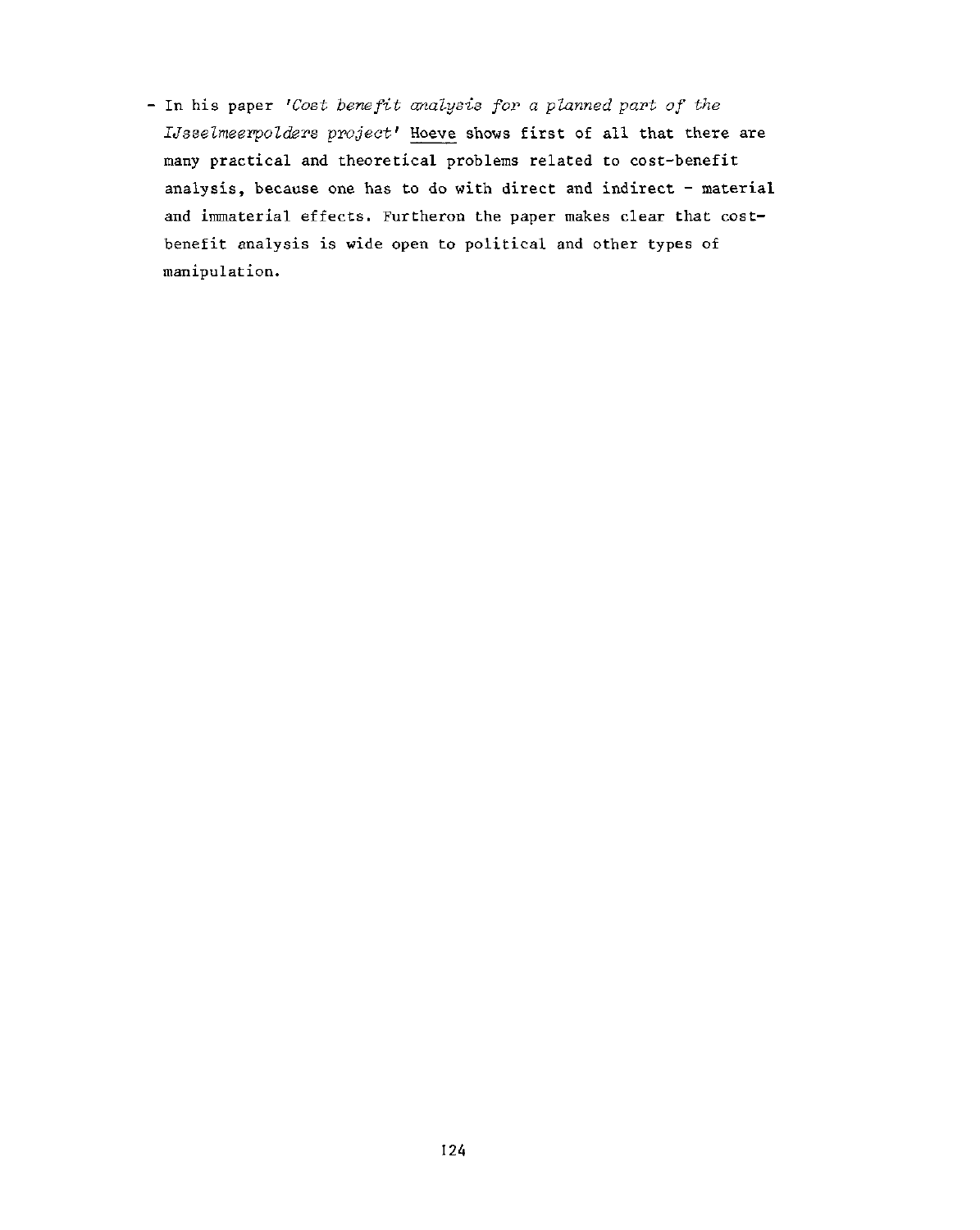- In his paper *'Cost benefit analysis for a planned part of the IJsselmeerpolders project'* Hoeve shows first of all that there are many practical and theoretical problems related to cost-benefit analysis, because one has to do with direct and indirect - material and immaterial effects. Furtheron the paper makes clear that cost-benefit analysis is wide open to political and other types of manipulation.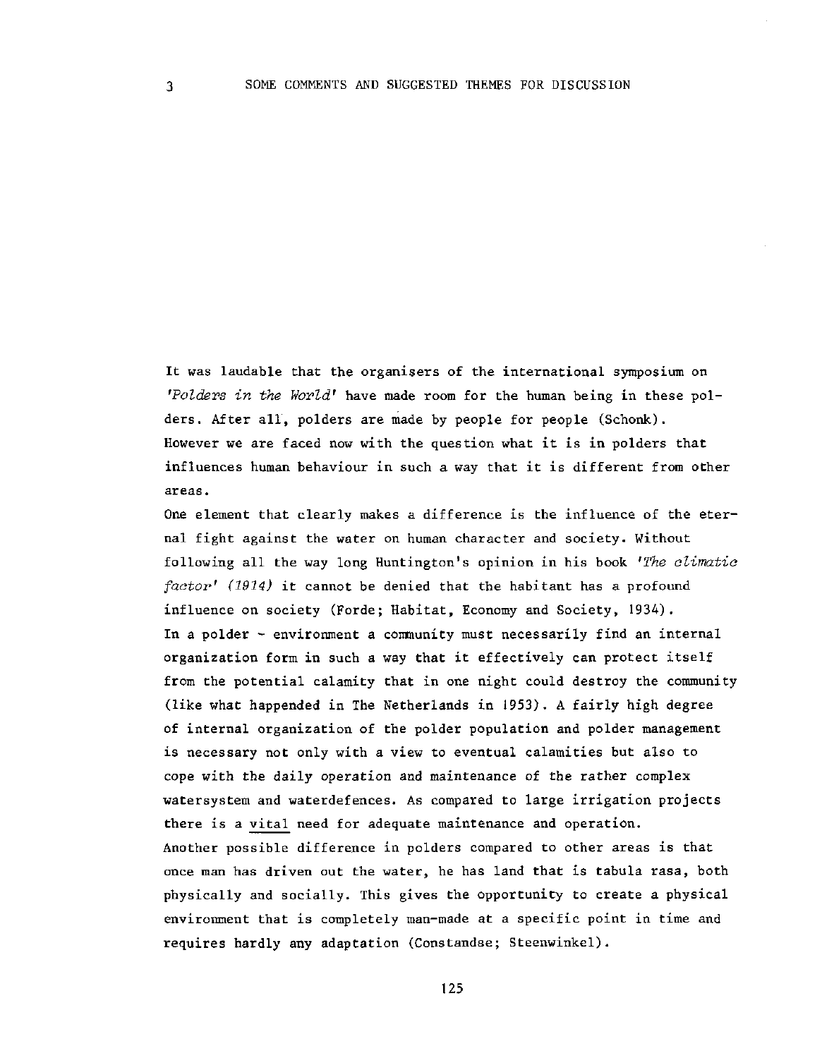# 3 SOME COMMENTS AND SUGGESTED THEMES FOR DISCUSSION

It was laudable that the organisers of the international symposium on *'Polders in the World'* have made room for the human being in these polders. After all, polders are made by people for people (Schonk). However we are faced now with the question what it is in polders that influences human behaviour in such a way that it is different from other areas.

One element that clearly makes a difference is the influence of the eternal fight against the water on human character and society. Without following all the way long Huntington's opinion in his book *'The climatic factor' (1914)* it cannot be denied that the habitant has a profound influence on society (Forde; Habitat, Economy and Society, 1934).

In a polder - environment a community must necessarily find an internal organization form in such a way that it effectively can protect itself from the potential calamity that in one night could destroy the community (like what happended in The Netherlands in 1953). A fairly high degree of internal organization of the polder population and polder management is necessary not only with a view to eventual calamities but also to cope with the daily operation and maintenance of the rather complex watersystem and waterdefences. As compared to large irrigation projects there is a <u>vital</u> need for adequate maintenance and operation.

Another possible difference in polders compared to other areas is that once man has driven out the water, he has land that is tabula rasa, both physically and socially. This gives the opportunity to create a physical environment that is completely man-made at a specific point in time and requires hardly any adaptation (Constandse; Steenwinkel).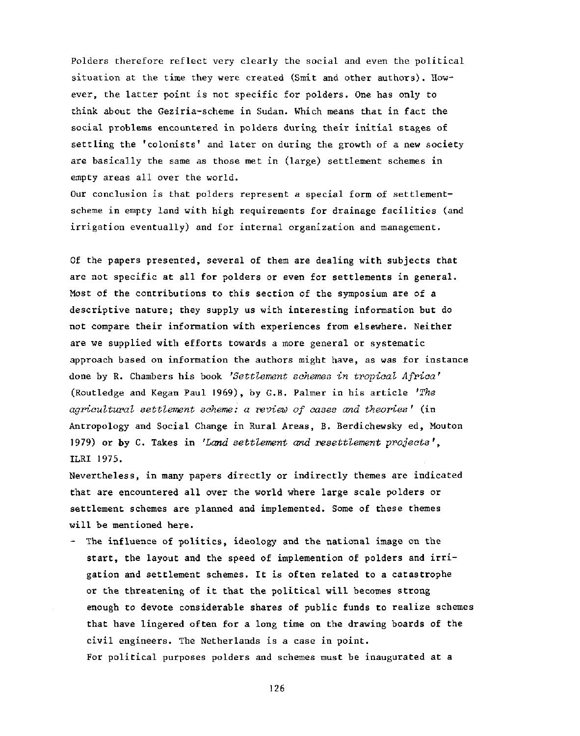Polders therefore reflect very clearly the social and even the political situation at the time they were created (Smit and other authors). However, the latter point is not specific for polders. One has only to think about the Geziria-scheme in Sudan. Which means that in fact the social problems encountered in polders during their initial stages of settling the 'colonists' and later on during the growth of a new society are basically the same as those met in (large) settlement schemes in empty areas all over the world.
Our conclusion is that polders represent a special form of settlement-scheme in empty land with high requirements for drainage facilities (and irrigation eventually) and for internal organization and management.

Of the papers presented, several of them are dealing with subjects that are not specific at all for polders or even for settlements in general. Most of the contributions to this section of the symposium are of a descriptive nature; they supply us with interesting information but do not compare their information with experiences from elsewhere. Neither are we supplied with efforts towards a more general or systematic approach based on information the authors might have, as was for instance done by R. Chambers his book *'Settlement schemes in tropical Africa'* (Routledge and Kegan Paul 1969), by G.B. Palmer in his article *'The agricultural settlement scheme: a review of cases and theories'* (in Antropology and Social Change in Rural Areas, B. Berdichewsky ed, Mouton 1979) or by C. Takes in *'Land settlement and resettlement projects'*, ILRI 1975.
Nevertheless, in many papers directly or indirectly themes are indicated that are encountered all over the world where large scale polders or settlement schemes are planned and implemented. Some of these themes will be mentioned here.

- The influence of politics, ideology and the national image on the start, the layout and the speed of implemention of polders and irrigation and settlement schemes. It is often related to a catastrophe or the threatening of it that the political will becomes strong enough to devote considerable shares of public funds to realize schemes that have lingered often for a long time on the drawing boards of the civil engineers. The Netherlands is a case in point.
  For political purposes polders and schemes must be inaugurated at a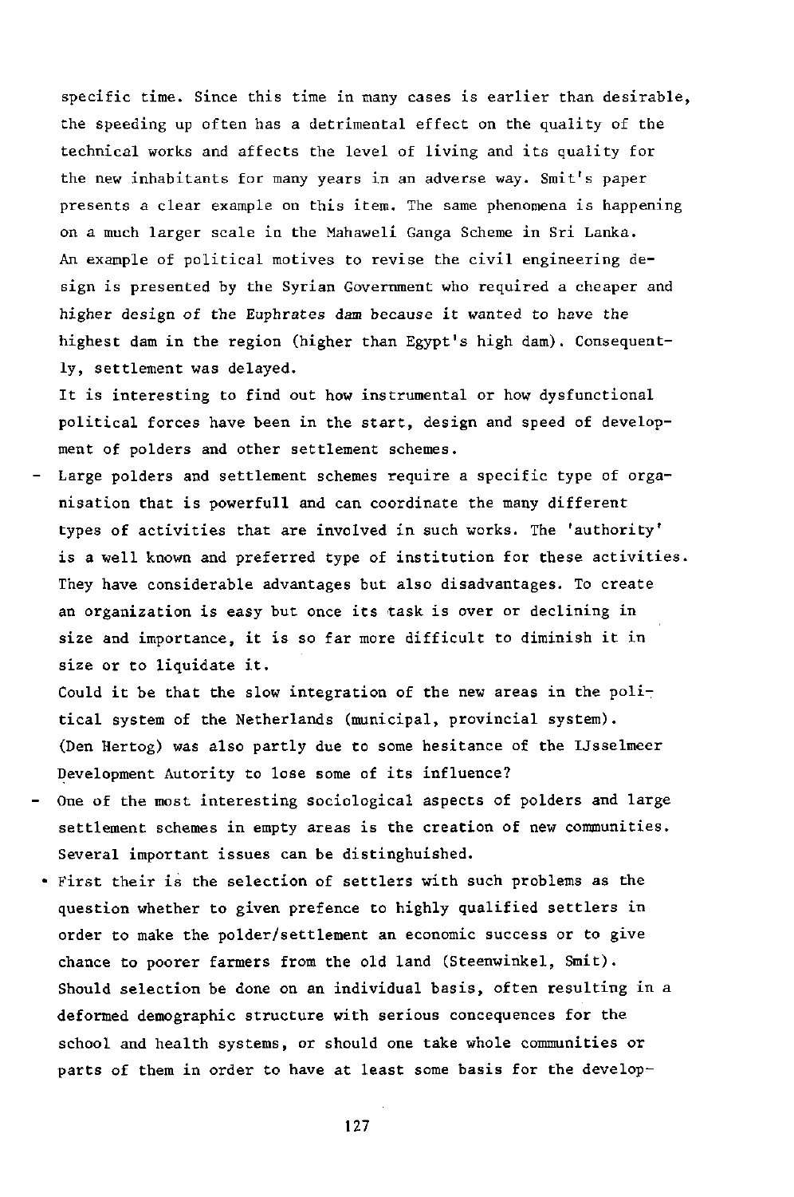specific time. Since this time in many cases is earlier than desirable, the speeding up often has a detrimental effect on the quality of the technical works and affects the level of living and its quality for the new inhabitants for many years in an adverse way. Smit's paper presents a clear example on this item. The same phenomena is happening on a much larger scale in the Mahaweli Ganga Scheme in Sri Lanka. An example of political motives to revise the civil engineering design is presented by the Syrian Government who required a cheaper and higher design of the Euphrates dam because it wanted to have the highest dam in the region (higher than Egypt's high dam). Consequently, settlement was delayed.

It is interesting to find out how instrumental or how dysfunctional political forces have been in the start, design and speed of development of polders and other settlement schemes.

- Large polders and settlement schemes require a specific type of organisation that is powerfull and can coordinate the many different types of activities that are involved in such works. The 'authority' is a well known and preferred type of institution for these activities. They have considerable advantages but also disadvantages. To create an organization is easy but once its task is over or declining in size and importance, it is so far more difficult to diminish it in size or to liquidate it.

  Could it be that the slow integration of the new areas in the political system of the Netherlands (municipal, provincial system). (Den Hertog) was also partly due to some hesitance of the IJsselmeer Development Autority to lose some of its influence?

- One of the most interesting sociological aspects of polders and large settlement schemes in empty areas is the creation of new communities. Several important issues can be distinghuished.

  • First their is the selection of settlers with such problems as the question whether to given prefence to highly qualified settlers in order to make the polder/settlement an economic success or to give chance to poorer farmers from the old land (Steenwinkel, Smit). Should selection be done on an individual basis, often resulting in a deformed demographic structure with serious concequences for the school and health systems, or should one take whole communities or parts of them in order to have at least some basis for the develop-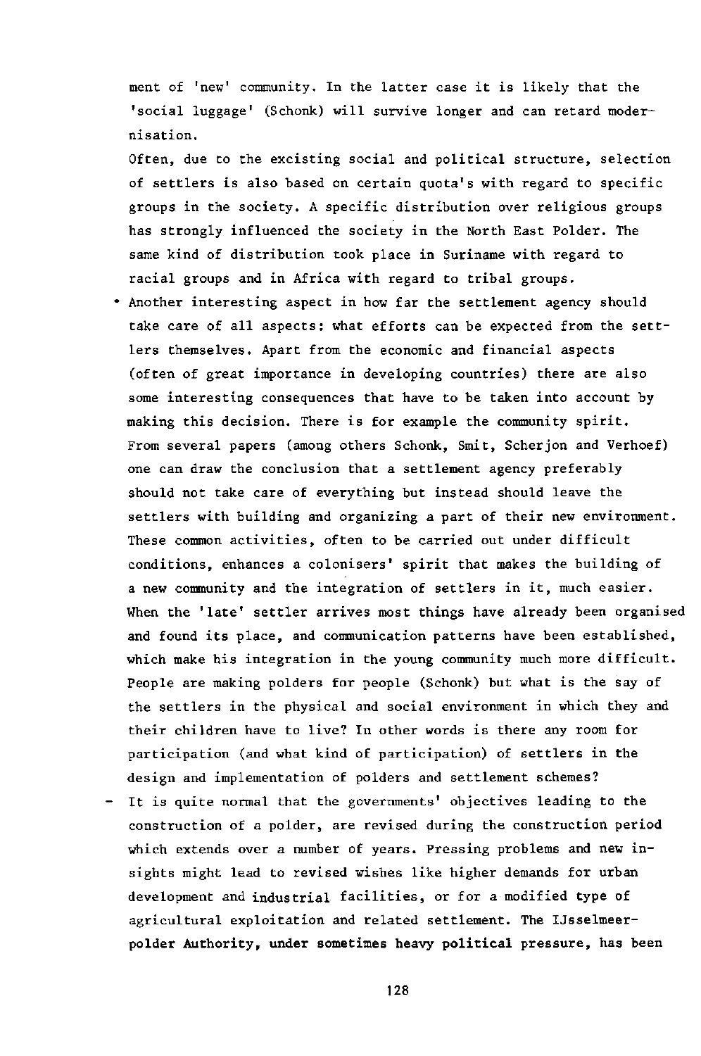ment of 'new' community. In the latter case it is likely that the 'social luggage' (Schonk) will survive longer and can retard modernisation.

Often, due to the excisting social and political structure, selection of settlers is also based on certain quota's with regard to specific groups in the society. A specific distribution over religious groups has strongly influenced the society in the North East Polder. The same kind of distribution took place in Suriname with regard to racial groups and in Africa with regard to tribal groups.

- Another interesting aspect in how far the settlement agency should take care of all aspects: what efforts can be expected from the settlers themselves. Apart from the economic and financial aspects (often of great importance in developing countries) there are also some interesting consequences that have to be taken into account by making this decision. There is for example the community spirit. From several papers (among others Schonk, Smit, Scherjon and Verhoef) one can draw the conclusion that a settlement agency preferably should not take care of everything but instead should leave the settlers with building and organizing a part of their new environment. These common activities, often to be carried out under difficult conditions, enhances a colonisers' spirit that makes the building of a new community and the integration of settlers in it, much easier. When the 'late' settler arrives most things have already been organised and found its place, and communication patterns have been established, which make his integration in the young community much more difficult. People are making polders for people (Schonk) but what is the say of the settlers in the physical and social environment in which they and their children have to live? In other words is there any room for participation (and what kind of participation) of settlers in the design and implementation of polders and settlement schemes?
- It is quite normal that the governments' objectives leading to the construction of a polder, are revised during the construction period which extends over a number of years. Pressing problems and new insights might lead to revised wishes like higher demands for urban development and industrial facilities, or for a modified type of agricultural exploitation and related settlement. The IJsselmeerpolder Authority, under sometimes heavy political pressure, has been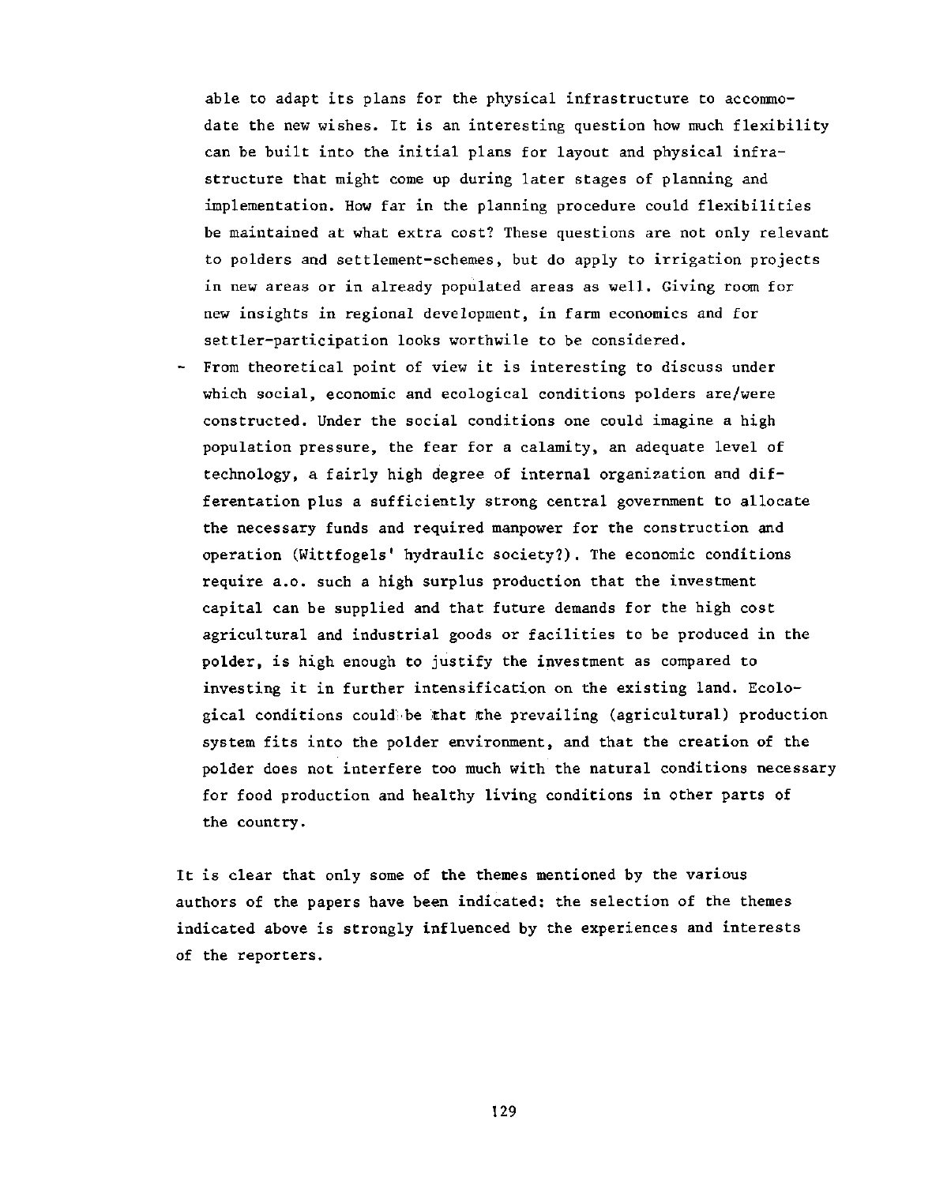able to adapt its plans for the physical infrastructure to accommodate the new wishes. It is an interesting question how much flexibility can be built into the initial plans for layout and physical infrastructure that might come up during later stages of planning and implementation. How far in the planning procedure could flexibilities be maintained at what extra cost? These questions are not only relevant to polders and settlement-schemes, but do apply to irrigation projects in new areas or in already populated areas as well. Giving room for new insights in regional development, in farm economics and for settler-participation looks worthwile to be considered.

- From theoretical point of view it is interesting to discuss under which social, economic and ecological conditions polders are/were constructed. Under the social conditions one could imagine a high population pressure, the fear for a calamity, an adequate level of technology, a fairly high degree of internal organization and differentation plus a sufficiently strong central government to allocate the necessary funds and required manpower for the construction and operation (Wittfogels' hydraulic society?). The economic conditions require a.o. such a high surplus production that the investment capital can be supplied and that future demands for the high cost agricultural and industrial goods or facilities to be produced in the polder, is high enough to justify the investment as compared to investing it in further intensification on the existing land. Ecological conditions could be that the prevailing (agricultural) production system fits into the polder environment, and that the creation of the polder does not interfere too much with the natural conditions necessary for food production and healthy living conditions in other parts of the country.

It is clear that only some of the themes mentioned by the various authors of the papers have been indicated: the selection of the themes indicated above is strongly influenced by the experiences and interests of the reporters.